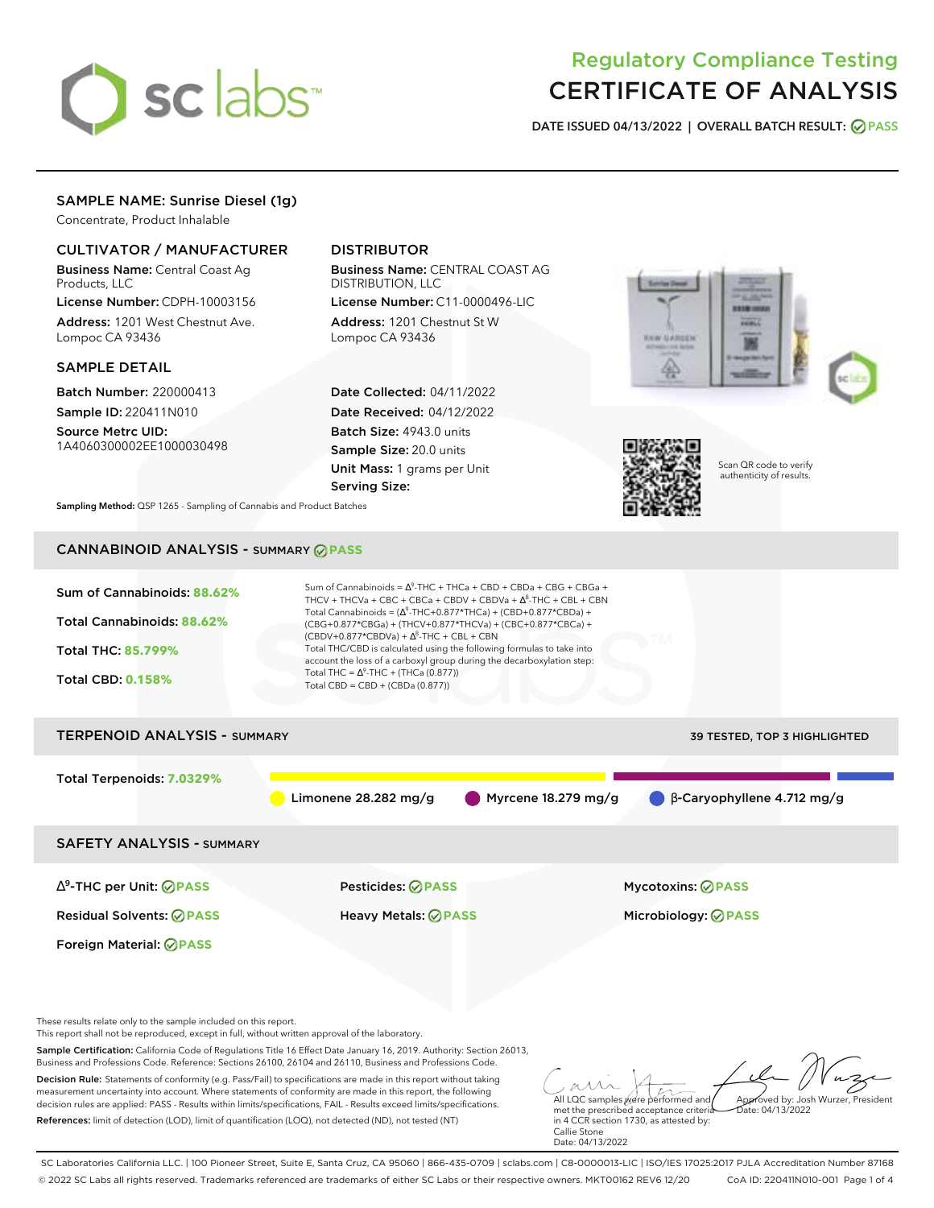# Regulatory Compliance Testing
# CERTIFICATE OF ANALYSIS

**DATE ISSUED 04/13/2022 | OVERALL BATCH RESULT: PASS**

## SAMPLE NAME: Sunrise Diesel (1g)

Concentrate, Product Inhalable

### CULTIVATOR / MANUFACTURER

**Business Name:** Central Coast Ag Products, LLC

**License Number:** CDPH-10003156

**Address:** 1201 West Chestnut Ave. Lompoc CA 93436

### DISTRIBUTOR

**Business Name:** CENTRAL COAST AG DISTRIBUTION, LLC

**License Number:** C11-0000496-LIC

**Address:** 1201 Chestnut St W Lompoc CA 93436

### SAMPLE DETAIL

**Batch Number:** 220000413

**Sample ID:** 220411N010

**Source Metrc UID:** 1A4060300002EE1000030498

**Date Collected:** 04/11/2022

**Date Received:** 04/12/2022

**Batch Size:** 4943.0 units

**Sample Size:** 20.0 units

**Unit Mass:** 1 grams per Unit

**Serving Size:**

Scan QR code to verify authenticity of results.

**Sampling Method:** QSP 1265 - Sampling of Cannabis and Product Batches

## CANNABINOID ANALYSIS - SUMMARY PASS

**Sum of Cannabinoids:** 88.62%

**Total Cannabinoids:** 88.62%

**Total THC:** 85.799%

**Total CBD:** 0.158%

Sum of Cannabinoids = $\Delta^9$-THC + THCa + CBD + CBDa + CBG + CBGa + THCV + THCVa + CBC + CBCa + CBDV + CBDVa + $\Delta^8$-THC + CBL + CBN

Total Cannabinoids = ($\Delta^9$-THC+0.877*THCa) + (CBD+0.877*CBDa) + (CBG+0.877*CBGa) + (THCV+0.877*THCVa) + (CBC+0.877*CBCa) + (CBDV+0.877*CBDVa) + $\Delta^8$-THC + CBL + CBN

Total THC/CBD is calculated using the following formulas to take into account the loss of a carboxyl group during the decarboxylation step:

Total THC = $\Delta^9$-THC + (THCa (0.877))

Total CBD = CBD + (CBDa (0.877))

## TERPENOID ANALYSIS - SUMMARY

39 TESTED, TOP 3 HIGHLIGHTED

**Total Terpenoids:** 7.0329%

Limonene 28.282 mg/g | Myrcene 18.279 mg/g | β-Caryophyllene 4.712 mg/g

## SAFETY ANALYSIS - SUMMARY

| | | |
|---|---|---|
| $\Delta^9$-THC per Unit: PASS | Pesticides: PASS | Mycotoxins: PASS |
| Residual Solvents: PASS | Heavy Metals: PASS | Microbiology: PASS |
| Foreign Material: PASS | | |

These results relate only to the sample included on this report.
This report shall not be reproduced, except in full, without written approval of the laboratory.

**Sample Certification:** California Code of Regulations Title 16 Effect Date January 16, 2019. Authority: Section 26013, Business and Professions Code. Reference: Sections 26100, 26104 and 26110, Business and Professions Code.

**Decision Rule:** Statements of conformity (e.g. Pass/Fail) to specifications are made in this report without taking measurement uncertainty into account. Where statements of conformity are made in this report, the following decision rules are applied: PASS - Results within limits/specifications, FAIL - Results exceed limits/specifications.

**References:** limit of detection (LOD), limit of quantification (LOQ), not detected (ND), not tested (NT)

All LQC samples were performed and met the prescribed acceptance criteria in 4 CCR section 1730, as attested by: Callie Stone Date: 04/13/2022

Approved by: Josh Wurzer, President Date: 04/13/2022

SC Laboratories California LLC. | 100 Pioneer Street, Suite E, Santa Cruz, CA 95060 | 866-435-0709 | sclabs.com | C8-0000013-LIC | ISO/IES 17025:2017 PJLA Accreditation Number 87168

© 2022 SC Labs all rights reserved. Trademarks referenced are trademarks of either SC Labs or their respective owners. MKT00162 REV6 12/20 CoA ID: 220411N010-001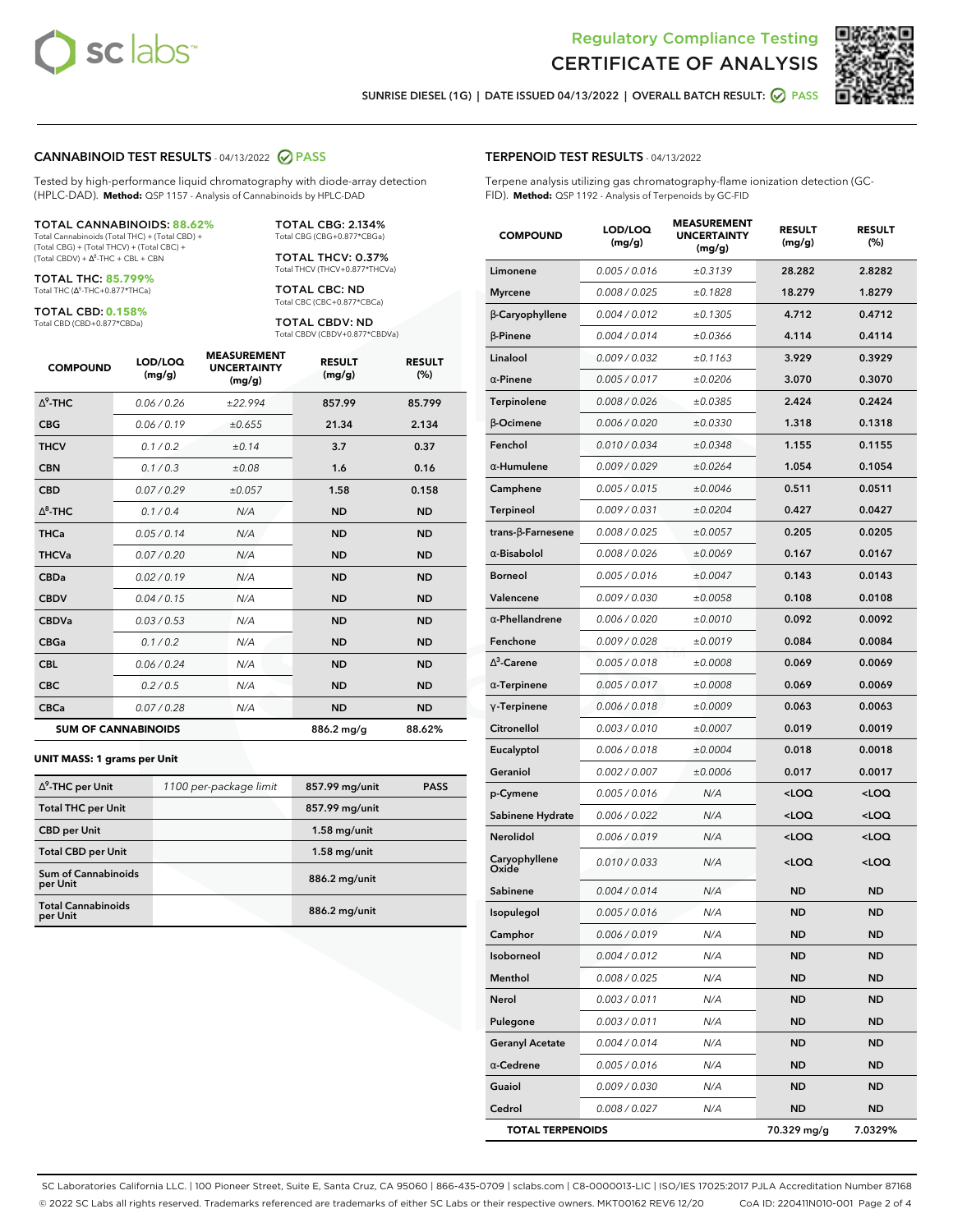Regulatory Compliance Testing

# CERTIFICATE OF ANALYSIS

SUNRISE DIESEL (1G) | DATE ISSUED 04/13/2022 | OVERALL BATCH RESULT: PASS

## CANNABINOID TEST RESULTS - 04/13/2022 PASS

Tested by high-performance liquid chromatography with diode-array detection (HPLC-DAD). **Method:** QSP 1157 - Analysis of Cannabinoids by HPLC-DAD

**TOTAL CANNABINOIDS: 88.62%**
Total Cannabinoids (Total THC) + (Total CBD) + (Total CBG) + (Total THCV) + (Total CBC) + (Total CBDV) + $\Delta^8$-THC + CBL + CBN

**TOTAL THC: 85.799%**
Total THC ($\Delta^9$-THC+0.877*THCa)

**TOTAL CBD: 0.158%**
Total CBD (CBD+0.877*CBDa)

**TOTAL CBG: 2.134%**
Total CBG (CBG+0.877*CBGa)

**TOTAL THCV: 0.37%**
Total THCV (THCV+0.877*THCVa)

**TOTAL CBC: ND**
Total CBC (CBC+0.877*CBCa)

**TOTAL CBDV: ND**
Total CBDV (CBDV+0.877*CBDVa)

| COMPOUND | LOD/LOQ (mg/g) | MEASUREMENT UNCERTAINTY (mg/g) | RESULT (mg/g) | RESULT (%) |
|---|---|---|---|---|
| $\Delta^9$-THC | 0.06 / 0.26 | ±22.994 | 857.99 | 85.799 |
| CBG | 0.06 / 0.19 | ±0.655 | 21.34 | 2.134 |
| THCV | 0.1 / 0.2 | ±0.14 | 3.7 | 0.37 |
| CBN | 0.1 / 0.3 | ±0.08 | 1.6 | 0.16 |
| CBD | 0.07 / 0.29 | ±0.057 | 1.58 | 0.158 |
| $\Delta^8$-THC | 0.1 / 0.4 | N/A | ND | ND |
| THCa | 0.05 / 0.14 | N/A | ND | ND |
| THCVa | 0.07 / 0.20 | N/A | ND | ND |
| CBDa | 0.02 / 0.19 | N/A | ND | ND |
| CBDV | 0.04 / 0.15 | N/A | ND | ND |
| CBDVa | 0.03 / 0.53 | N/A | ND | ND |
| CBGa | 0.1 / 0.2 | N/A | ND | ND |
| CBL | 0.06 / 0.24 | N/A | ND | ND |
| CBC | 0.2 / 0.5 | N/A | ND | ND |
| CBCa | 0.07 / 0.28 | N/A | ND | ND |
| **SUM OF CANNABINOIDS** | | | 886.2 mg/g | 88.62% |

**UNIT MASS: 1 grams per Unit**

| | | | |
|---|---|---|---|
| $\Delta^9$-THC per Unit | 1100 per-package limit | 857.99 mg/unit | PASS |
| Total THC per Unit | | 857.99 mg/unit | |
| CBD per Unit | | 1.58 mg/unit | |
| Total CBD per Unit | | 1.58 mg/unit | |
| Sum of Cannabinoids per Unit | | 886.2 mg/unit | |
| Total Cannabinoids per Unit | | 886.2 mg/unit | |

## TERPENOID TEST RESULTS - 04/13/2022

Terpene analysis utilizing gas chromatography-flame ionization detection (GC-FID). **Method:** QSP 1192 - Analysis of Terpenoids by GC-FID

| COMPOUND | LOD/LOQ (mg/g) | MEASUREMENT UNCERTAINTY (mg/g) | RESULT (mg/g) | RESULT (%) |
|---|---|---|---|---|
| Limonene | 0.005 / 0.016 | ±0.3139 | 28.282 | 2.8282 |
| Myrcene | 0.008 / 0.025 | ±0.1828 | 18.279 | 1.8279 |
| β-Caryophyllene | 0.004 / 0.012 | ±0.1305 | 4.712 | 0.4712 |
| β-Pinene | 0.004 / 0.014 | ±0.0366 | 4.114 | 0.4114 |
| Linalool | 0.009 / 0.032 | ±0.1163 | 3.929 | 0.3929 |
| α-Pinene | 0.005 / 0.017 | ±0.0206 | 3.070 | 0.3070 |
| Terpinolene | 0.008 / 0.026 | ±0.0385 | 2.424 | 0.2424 |
| β-Ocimene | 0.006 / 0.020 | ±0.0330 | 1.318 | 0.1318 |
| Fenchol | 0.010 / 0.034 | ±0.0348 | 1.155 | 0.1155 |
| α-Humulene | 0.009 / 0.029 | ±0.0264 | 1.054 | 0.1054 |
| Camphene | 0.005 / 0.015 | ±0.0046 | 0.511 | 0.0511 |
| Terpineol | 0.009 / 0.031 | ±0.0204 | 0.427 | 0.0427 |
| trans-β-Farnesene | 0.008 / 0.025 | ±0.0057 | 0.205 | 0.0205 |
| α-Bisabolol | 0.008 / 0.026 | ±0.0069 | 0.167 | 0.0167 |
| Borneol | 0.005 / 0.016 | ±0.0047 | 0.143 | 0.0143 |
| Valencene | 0.009 / 0.030 | ±0.0058 | 0.108 | 0.0108 |
| α-Phellandrene | 0.006 / 0.020 | ±0.0010 | 0.092 | 0.0092 |
| Fenchone | 0.009 / 0.028 | ±0.0019 | 0.084 | 0.0084 |
| $\Delta^3$-Carene | 0.005 / 0.018 | ±0.0008 | 0.069 | 0.0069 |
| α-Terpinene | 0.005 / 0.017 | ±0.0008 | 0.069 | 0.0069 |
| γ-Terpinene | 0.006 / 0.018 | ±0.0009 | 0.063 | 0.0063 |
| Citronellol | 0.003 / 0.010 | ±0.0007 | 0.019 | 0.0019 |
| Eucalyptol | 0.006 / 0.018 | ±0.0004 | 0.018 | 0.0018 |
| Geraniol | 0.002 / 0.007 | ±0.0006 | 0.017 | 0.0017 |
| p-Cymene | 0.005 / 0.016 | N/A | <LOQ | <LOQ |
| Sabinene Hydrate | 0.006 / 0.022 | N/A | <LOQ | <LOQ |
| Nerolidol | 0.006 / 0.019 | N/A | <LOQ | <LOQ |
| Caryophyllene Oxide | 0.010 / 0.033 | N/A | <LOQ | <LOQ |
| Sabinene | 0.004 / 0.014 | N/A | ND | ND |
| Isopulegol | 0.005 / 0.016 | N/A | ND | ND |
| Camphor | 0.006 / 0.019 | N/A | ND | ND |
| Isoborneol | 0.004 / 0.012 | N/A | ND | ND |
| Menthol | 0.008 / 0.025 | N/A | ND | ND |
| Nerol | 0.003 / 0.011 | N/A | ND | ND |
| Pulegone | 0.003 / 0.011 | N/A | ND | ND |
| Geranyl Acetate | 0.004 / 0.014 | N/A | ND | ND |
| α-Cedrene | 0.005 / 0.016 | N/A | ND | ND |
| Guaiol | 0.009 / 0.030 | N/A | ND | ND |
| Cedrol | 0.008 / 0.027 | N/A | ND | ND |
| **TOTAL TERPENOIDS** | | | 70.329 mg/g | 7.0329% |

SC Laboratories California LLC. | 100 Pioneer Street, Suite E, Santa Cruz, CA 95060 | 866-435-0709 | sclabs.com | C8-0000013-LIC | ISO/IES 17025:2017 PJLA Accreditation Number 87168
© 2022 SC Labs all rights reserved. Trademarks referenced are trademarks of either SC Labs or their respective owners. MKT00162 REV6 12/20 CoA ID: 220411N010-001